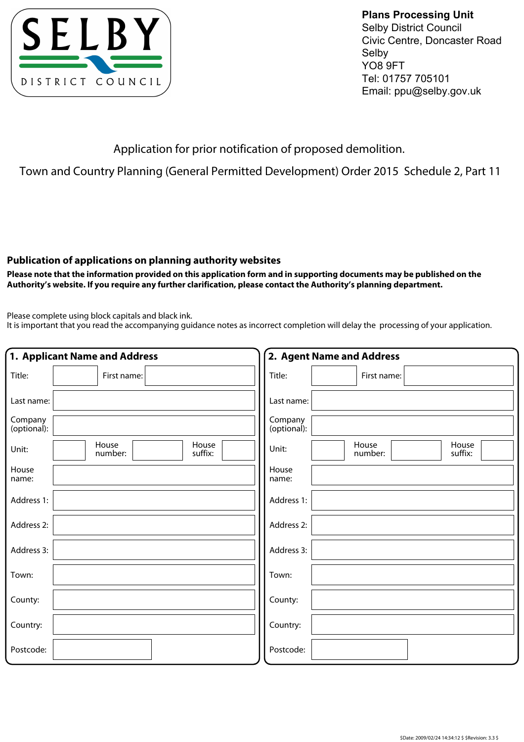SELBY DISTRICT COUNCIL

**Plans Processing Unit**
Selby District Council
Civic Centre, Doncaster Road
Selby
YO8 9FT
Tel: 01757 705101
Email: ppu@selby.gov.uk

Application for prior notification of proposed demolition.

Town and Country Planning (General Permitted Development) Order 2015 Schedule 2, Part 11

## Publication of applications on planning authority websites

**Please note that the information provided on this application form and in supporting documents may be published on the Authority's website. If you require any further clarification, please contact the Authority's planning department.**

Please complete using block capitals and black ink.
It is important that you read the accompanying guidance notes as incorrect completion will delay the processing of your application.

### 1. Applicant Name and Address

| | | | | | |
|---|---|---|---|---|---|
| Title: | | First name: | | | |
| Last name: | | | | | |
| Company (optional): | | | | | |
| Unit: | | House number: | | House suffix: | |
| House name: | | | | | |
| Address 1: | | | | | |
| Address 2: | | | | | |
| Address 3: | | | | | |
| Town: | | | | | |
| County: | | | | | |
| Country: | | | | | |
| Postcode: | | | | | |

### 2. Agent Name and Address

| | | | | | |
|---|---|---|---|---|---|
| Title: | | First name: | | | |
| Last name: | | | | | |
| Company (optional): | | | | | |
| Unit: | | House number: | | House suffix: | |
| House name: | | | | | |
| Address 1: | | | | | |
| Address 2: | | | | | |
| Address 3: | | | | | |
| Town: | | | | | |
| County: | | | | | |
| Country: | | | | | |
| Postcode: | | | | | |

$Date: 2009/02/24 14:34:12 $ $Revision: 3.3 $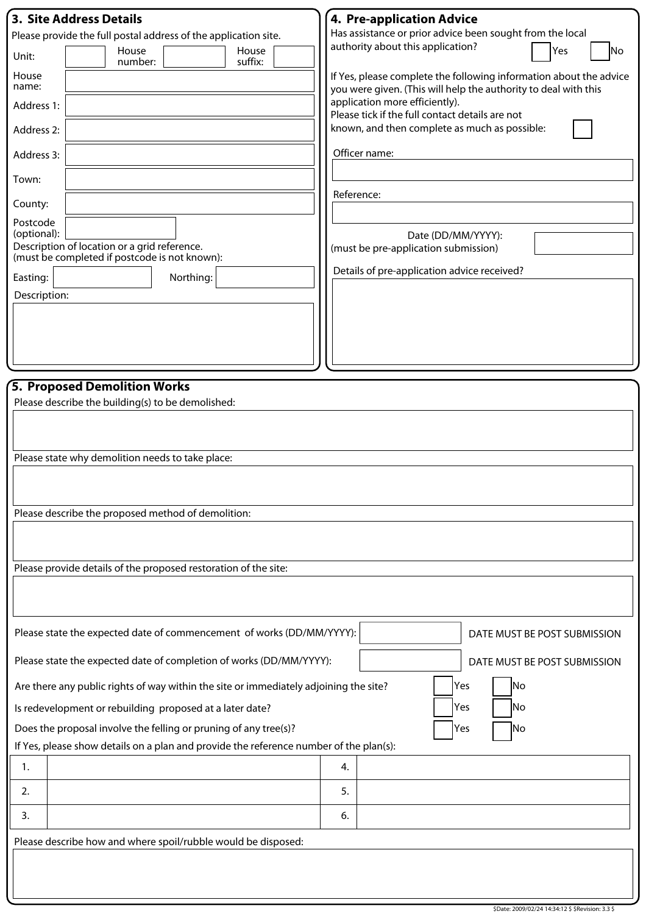## 3. Site Address Details

Please provide the full postal address of the application site.

Unit: | House number: | House suffix:

House name:

Address 1:

Address 2:

Address 3:

Town:

County:

Postcode (optional):

Description of location or a grid reference.
(must be completed if postcode is not known):

Easting: | Northing:

Description:

## 4. Pre-application Advice

Has assistance or prior advice been sought from the local authority about this application? ☐ Yes ☐ No

If Yes, please complete the following information about the advice you were given. (This will help the authority to deal with this application more efficiently).

Please tick if the full contact details are not known, and then complete as much as possible: ☐

Officer name:

Reference:

Date (DD/MM/YYYY):
(must be pre-application submission)

Details of pre-application advice received?

## 5. Proposed Demolition Works

Please describe the building(s) to be demolished:

Please state why demolition needs to take place:

Please describe the proposed method of demolition:

Please provide details of the proposed restoration of the site:

Please state the expected date of commencement of works (DD/MM/YYYY): DATE MUST BE POST SUBMISSION

Please state the expected date of completion of works (DD/MM/YYYY): DATE MUST BE POST SUBMISSION

Are there any public rights of way within the site or immediately adjoining the site? ☐ Yes ☐ No

Is redevelopment or rebuilding proposed at a later date? ☐ Yes ☐ No

Does the proposal involve the felling or pruning of any tree(s)? ☐ Yes ☐ No

If Yes, please show details on a plan and provide the reference number of the plan(s):

| | | | |
|---|---|---|---|
| 1. | | 4. | |
| 2. | | 5. | |
| 3. | | 6. | |

Please describe how and where spoil/rubble would be disposed:

$Date: 2009/02/24 14:34:12 $ $Revision: 3.3 $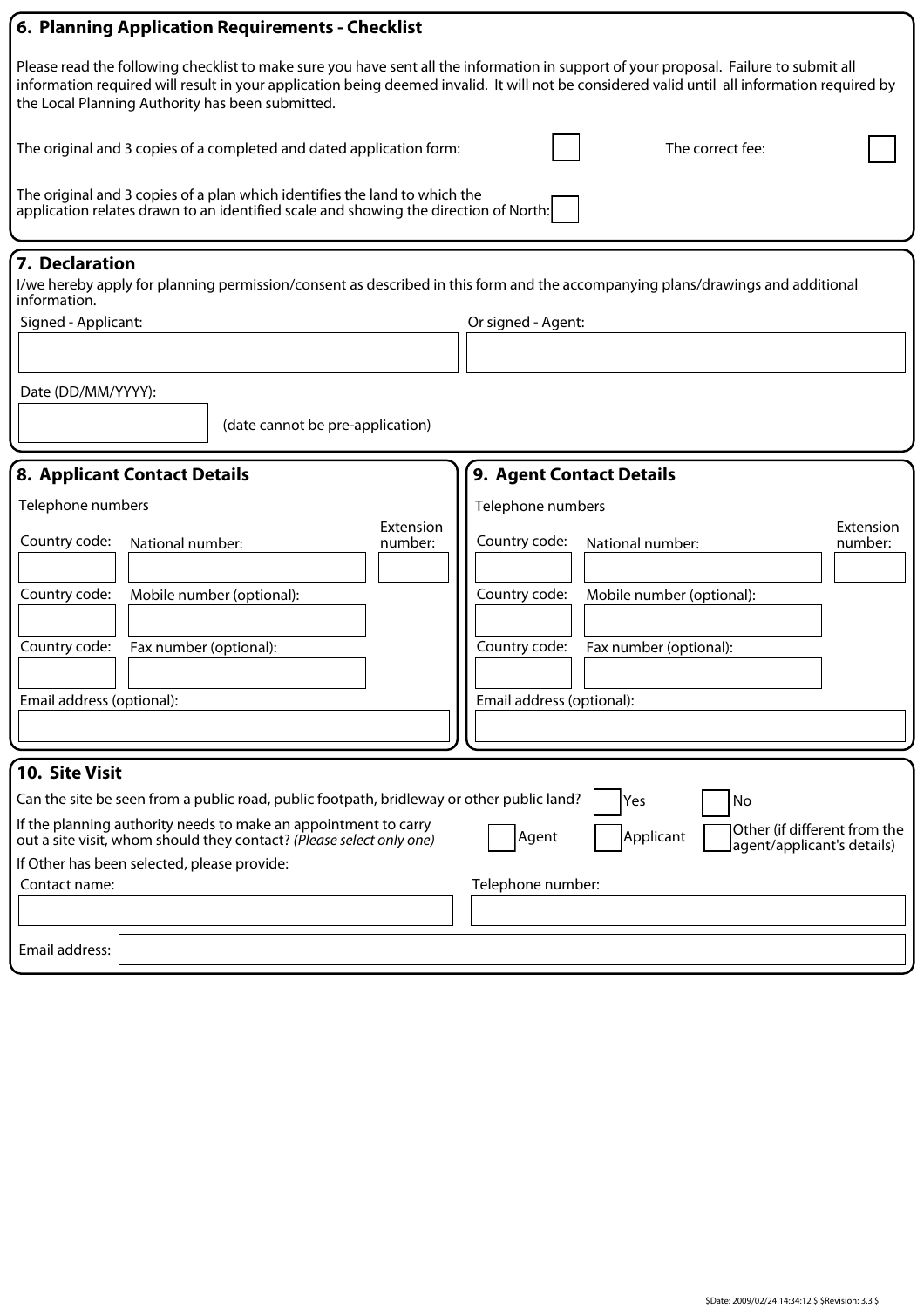## 6. Planning Application Requirements - Checklist

Please read the following checklist to make sure you have sent all the information in support of your proposal. Failure to submit all information required will result in your application being deemed invalid. It will not be considered valid until all information required by the Local Planning Authority has been submitted.

The original and 3 copies of a completed and dated application form: ☐

The correct fee: ☐

The original and 3 copies of a plan which identifies the land to which the application relates drawn to an identified scale and showing the direction of North: ☐

## 7. Declaration

I/we hereby apply for planning permission/consent as described in this form and the accompanying plans/drawings and additional information.

Signed - Applicant:

Or signed - Agent:

Date (DD/MM/YYYY):

(date cannot be pre-application)

## 8. Applicant Contact Details

Telephone numbers

| Country code: | National number: | Extension number: |
|---|---|---|
| | | |

| Country code: | Mobile number (optional): |
|---|---|
| | |

| Country code: | Fax number (optional): |
|---|---|
| | |

Email address (optional):

## 9. Agent Contact Details

Telephone numbers

| Country code: | National number: | Extension number: |
|---|---|---|
| | | |

| Country code: | Mobile number (optional): |
|---|---|
| | |

| Country code: | Fax number (optional): |
|---|---|
| | |

Email address (optional):

## 10. Site Visit

Can the site be seen from a public road, public footpath, bridleway or other public land? ☐ Yes ☐ No

If the planning authority needs to make an appointment to carry out a site visit, whom should they contact? *(Please select only one)* ☐ Agent ☐ Applicant ☐ Other (if different from the agent/applicant's details)

If Other has been selected, please provide:

Contact name:

Telephone number:

Email address:

$Date: 2009/02/24 14:34:12 $ $Revision: 3.3 $